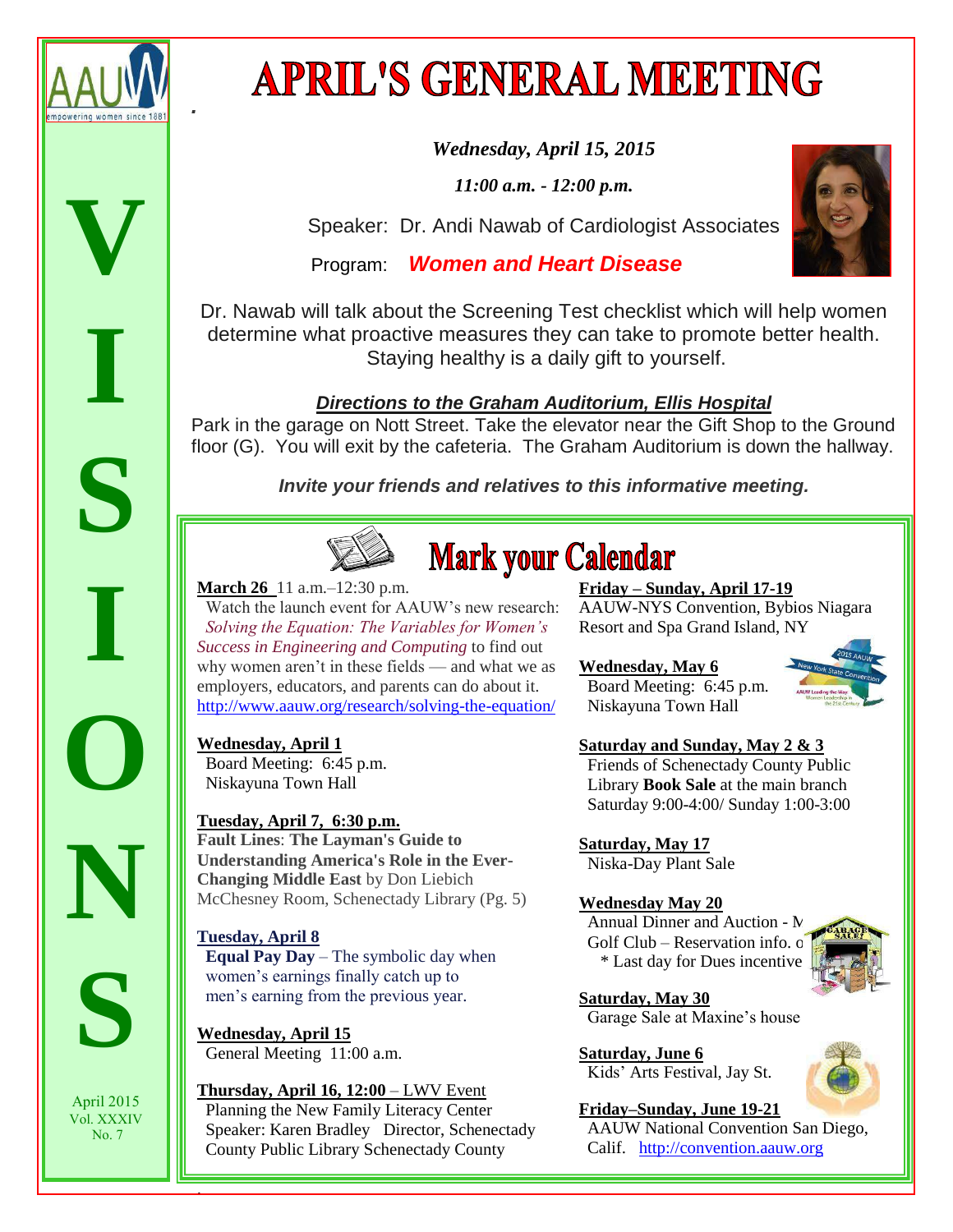# APRIL'S GENERAL MEETING

VISIONS

April 2015
Vol. XXXIV
No. 7

*Wednesday, April 15, 2015*

*11:00 a.m. - 12:00 p.m.*

Speaker: Dr. Andi Nawab of Cardiologist Associates

Program: ***Women and Heart Disease***

Dr. Nawab will talk about the Screening Test checklist which will help women determine what proactive measures they can take to promote better health. Staying healthy is a daily gift to yourself.

***Directions to the Graham Auditorium, Ellis Hospital***

Park in the garage on Nott Street. Take the elevator near the Gift Shop to the Ground floor (G). You will exit by the cafeteria. The Graham Auditorium is down the hallway.

***Invite your friends and relatives to this informative meeting.***

## Mark your Calendar

**March 26** 11 a.m.–12:30 p.m.
Watch the launch event for AAUW's new research: *Solving the Equation: The Variables for Women's Success in Engineering and Computing* to find out why women aren't in these fields — and what we as employers, educators, and parents can do about it.
http://www.aauw.org/research/solving-the-equation/

**Wednesday, April 1**
Board Meeting: 6:45 p.m.
Niskayuna Town Hall

**Tuesday, April 7, 6:30 p.m.**
**Fault Lines**: **The Layman's Guide to Understanding America's Role in the Ever-Changing Middle East** by Don Liebich
McChesney Room, Schenectady Library (Pg. 5)

**Tuesday, April 8**
**Equal Pay Day** – The symbolic day when women's earnings finally catch up to men's earning from the previous year.

**Wednesday, April 15**
General Meeting 11:00 a.m.

**Thursday, April 16, 12:00** – LWV Event
Planning the New Family Literacy Center
Speaker: Karen Bradley Director, Schenectady County Public Library Schenectady County

**Friday – Sunday, April 17-19**
AAUW-NYS Convention, Bybios Niagara Resort and Spa Grand Island, NY

**Wednesday, May 6**
Board Meeting: 6:45 p.m.
Niskayuna Town Hall

**Saturday and Sunday, May 2 & 3**
Friends of Schenectady County Public Library **Book Sale** at the main branch
Saturday 9:00-4:00/ Sunday 1:00-3:00

**Saturday, May 17**
Niska-Day Plant Sale

**Wednesday May 20**
Annual Dinner and Auction - M
Golf Club – Reservation info. o
\* Last day for Dues incentive

**Saturday, May 30**
Garage Sale at Maxine's house

**Saturday, June 6**
Kids' Arts Festival, Jay St.

**Friday–Sunday, June 19-21**
AAUW National Convention San Diego, Calif. http://convention.aauw.org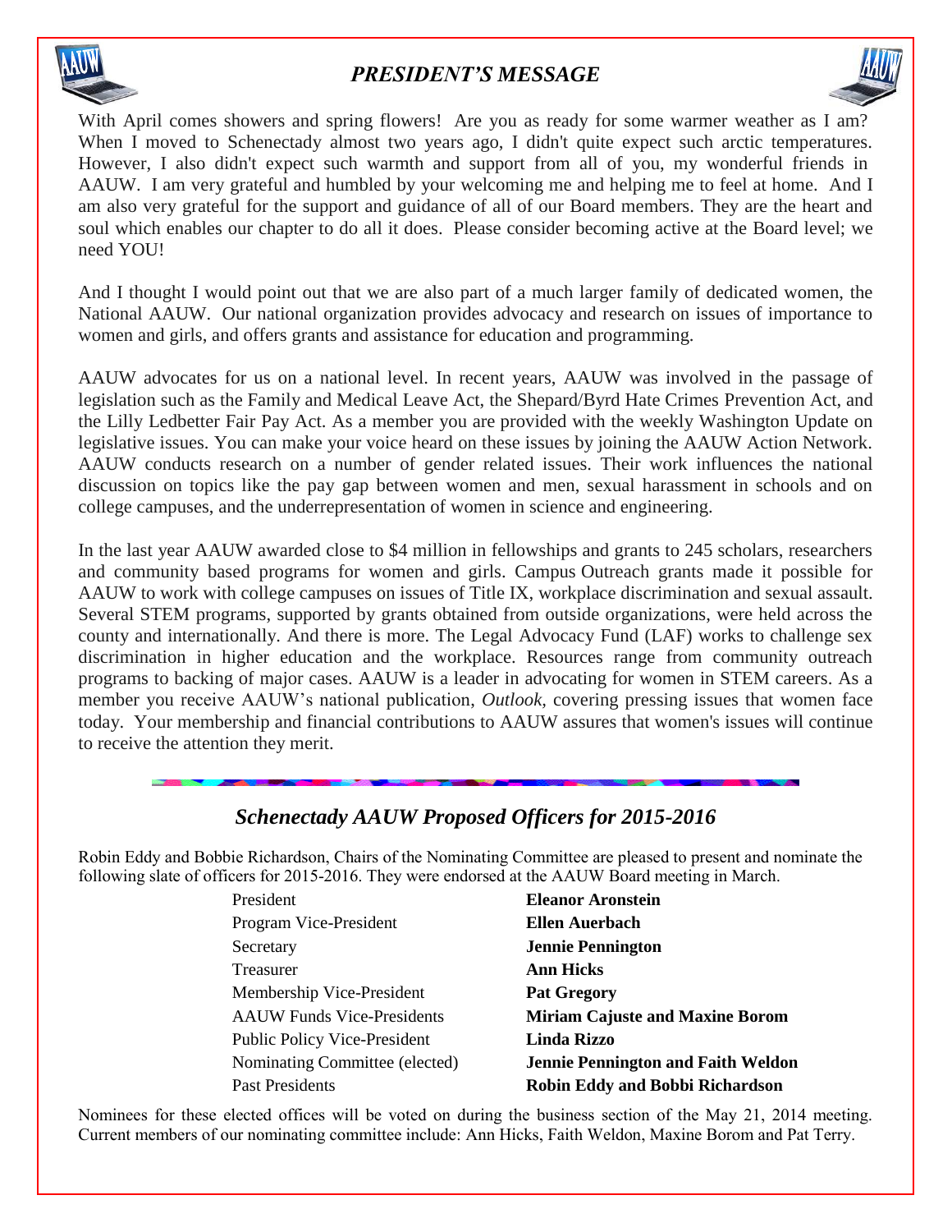## *PRESIDENT'S MESSAGE*

With April comes showers and spring flowers! Are you as ready for some warmer weather as I am? When I moved to Schenectady almost two years ago, I didn't quite expect such arctic temperatures. However, I also didn't expect such warmth and support from all of you, my wonderful friends in AAUW. I am very grateful and humbled by your welcoming me and helping me to feel at home. And I am also very grateful for the support and guidance of all of our Board members. They are the heart and soul which enables our chapter to do all it does. Please consider becoming active at the Board level; we need YOU!

And I thought I would point out that we are also part of a much larger family of dedicated women, the National AAUW. Our national organization provides advocacy and research on issues of importance to women and girls, and offers grants and assistance for education and programming.

AAUW advocates for us on a national level. In recent years, AAUW was involved in the passage of legislation such as the Family and Medical Leave Act, the Shepard/Byrd Hate Crimes Prevention Act, and the Lilly Ledbetter Fair Pay Act. As a member you are provided with the weekly Washington Update on legislative issues. You can make your voice heard on these issues by joining the AAUW Action Network. AAUW conducts research on a number of gender related issues. Their work influences the national discussion on topics like the pay gap between women and men, sexual harassment in schools and on college campuses, and the underrepresentation of women in science and engineering.

In the last year AAUW awarded close to $4 million in fellowships and grants to 245 scholars, researchers and community based programs for women and girls. Campus Outreach grants made it possible for AAUW to work with college campuses on issues of Title IX, workplace discrimination and sexual assault. Several STEM programs, supported by grants obtained from outside organizations, were held across the county and internationally. And there is more. The Legal Advocacy Fund (LAF) works to challenge sex discrimination in higher education and the workplace. Resources range from community outreach programs to backing of major cases. AAUW is a leader in advocating for women in STEM careers. As a member you receive AAUW's national publication, *Outlook,* covering pressing issues that women face today. Your membership and financial contributions to AAUW assures that women's issues will continue to receive the attention they merit.

## *Schenectady AAUW Proposed Officers for 2015-2016*

Robin Eddy and Bobbie Richardson, Chairs of the Nominating Committee are pleased to present and nominate the following slate of officers for 2015-2016. They were endorsed at the AAUW Board meeting in March.

| | |
|---|---|
| President | **Eleanor Aronstein** |
| Program Vice-President | **Ellen Auerbach** |
| Secretary | **Jennie Pennington** |
| Treasurer | **Ann Hicks** |
| Membership Vice-President | **Pat Gregory** |
| AAUW Funds Vice-Presidents | **Miriam Cajuste and Maxine Borom** |
| Public Policy Vice-President | **Linda Rizzo** |
| Nominating Committee (elected) | **Jennie Pennington and Faith Weldon** |
| Past Presidents | **Robin Eddy and Bobbi Richardson** |

Nominees for these elected offices will be voted on during the business section of the May 21, 2014 meeting. Current members of our nominating committee include: Ann Hicks, Faith Weldon, Maxine Borom and Pat Terry.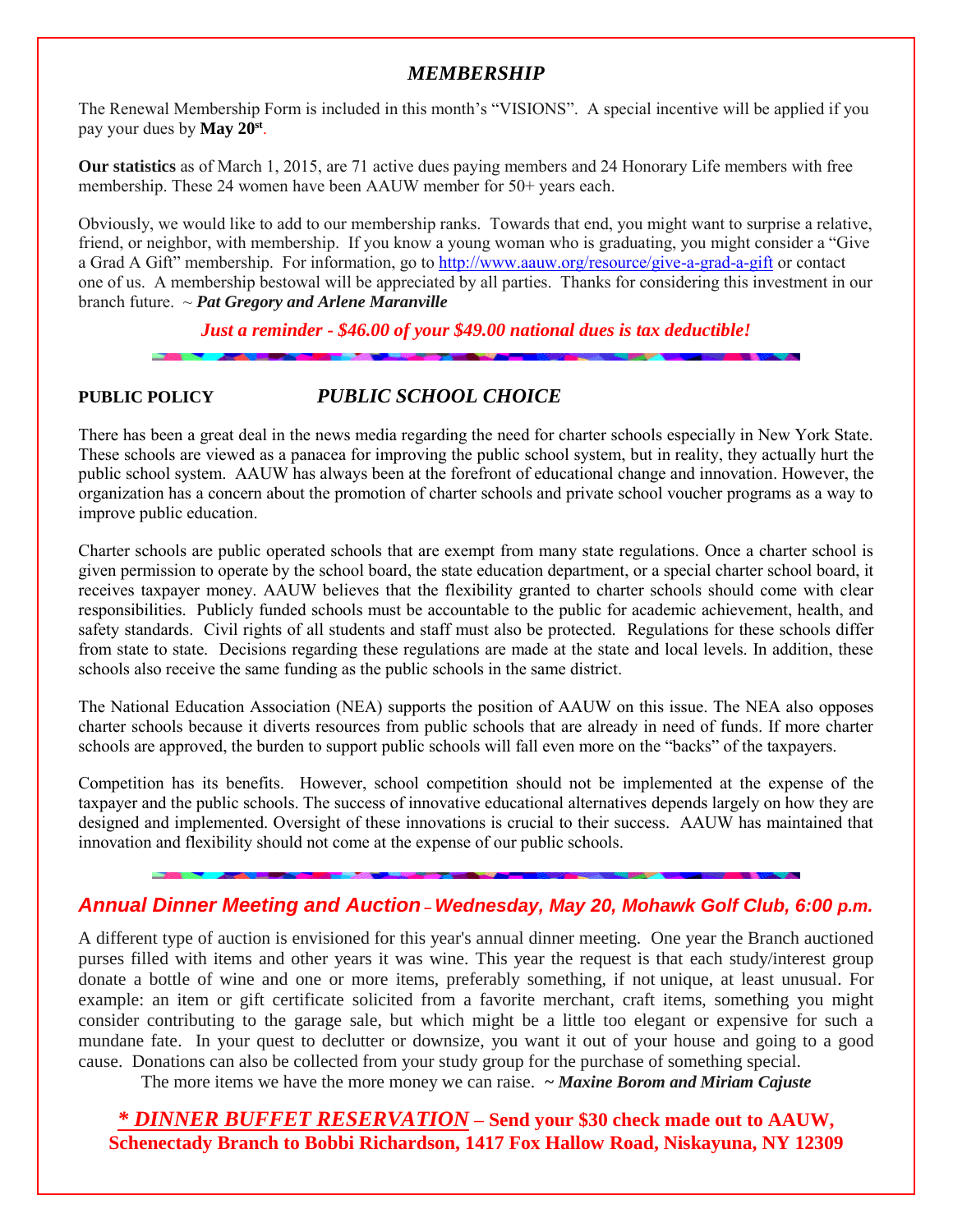## *MEMBERSHIP*

The Renewal Membership Form is included in this month's "VISIONS". A special incentive will be applied if you pay your dues by **May 20st**.

**Our statistics** as of March 1, 2015, are 71 active dues paying members and 24 Honorary Life members with free membership. These 24 women have been AAUW member for 50+ years each.

Obviously, we would like to add to our membership ranks. Towards that end, you might want to surprise a relative, friend, or neighbor, with membership. If you know a young woman who is graduating, you might consider a "Give a Grad A Gift" membership. For information, go to http://www.aauw.org/resource/give-a-grad-a-gift or contact one of us. A membership bestowal will be appreciated by all parties. Thanks for considering this investment in our branch future. ~ ***Pat Gregory and Arlene Maranville***

***Just a reminder - $46.00 of your $49.00 national dues is tax deductible!***

---

## PUBLIC POLICY — *PUBLIC SCHOOL CHOICE*

There has been a great deal in the news media regarding the need for charter schools especially in New York State. These schools are viewed as a panacea for improving the public school system, but in reality, they actually hurt the public school system. AAUW has always been at the forefront of educational change and innovation. However, the organization has a concern about the promotion of charter schools and private school voucher programs as a way to improve public education.

Charter schools are public operated schools that are exempt from many state regulations. Once a charter school is given permission to operate by the school board, the state education department, or a special charter school board, it receives taxpayer money. AAUW believes that the flexibility granted to charter schools should come with clear responsibilities. Publicly funded schools must be accountable to the public for academic achievement, health, and safety standards. Civil rights of all students and staff must also be protected. Regulations for these schools differ from state to state. Decisions regarding these regulations are made at the state and local levels. In addition, these schools also receive the same funding as the public schools in the same district.

The National Education Association (NEA) supports the position of AAUW on this issue. The NEA also opposes charter schools because it diverts resources from public schools that are already in need of funds. If more charter schools are approved, the burden to support public schools will fall even more on the "backs" of the taxpayers.

Competition has its benefits. However, school competition should not be implemented at the expense of the taxpayer and the public schools. The success of innovative educational alternatives depends largely on how they are designed and implemented. Oversight of these innovations is crucial to their success. AAUW has maintained that innovation and flexibility should not come at the expense of our public schools.

---

## *Annual Dinner Meeting and Auction – Wednesday, May 20, Mohawk Golf Club, 6:00 p.m.*

A different type of auction is envisioned for this year's annual dinner meeting. One year the Branch auctioned purses filled with items and other years it was wine. This year the request is that each study/interest group donate a bottle of wine and one or more items, preferably something, if not unique, at least unusual. For example: an item or gift certificate solicited from a favorite merchant, craft items, something you might consider contributing to the garage sale, but which might be a little too elegant or expensive for such a mundane fate. In your quest to declutter or downsize, you want it out of your house and going to a good cause. Donations can also be collected from your study group for the purchase of something special.

The more items we have the more money we can raise. ~ ***Maxine Borom and Miriam Cajuste***

**\* *DINNER BUFFET RESERVATION* – Send your $30 check made out to AAUW, Schenectady Branch to Bobbi Richardson, 1417 Fox Hallow Road, Niskayuna, NY 12309**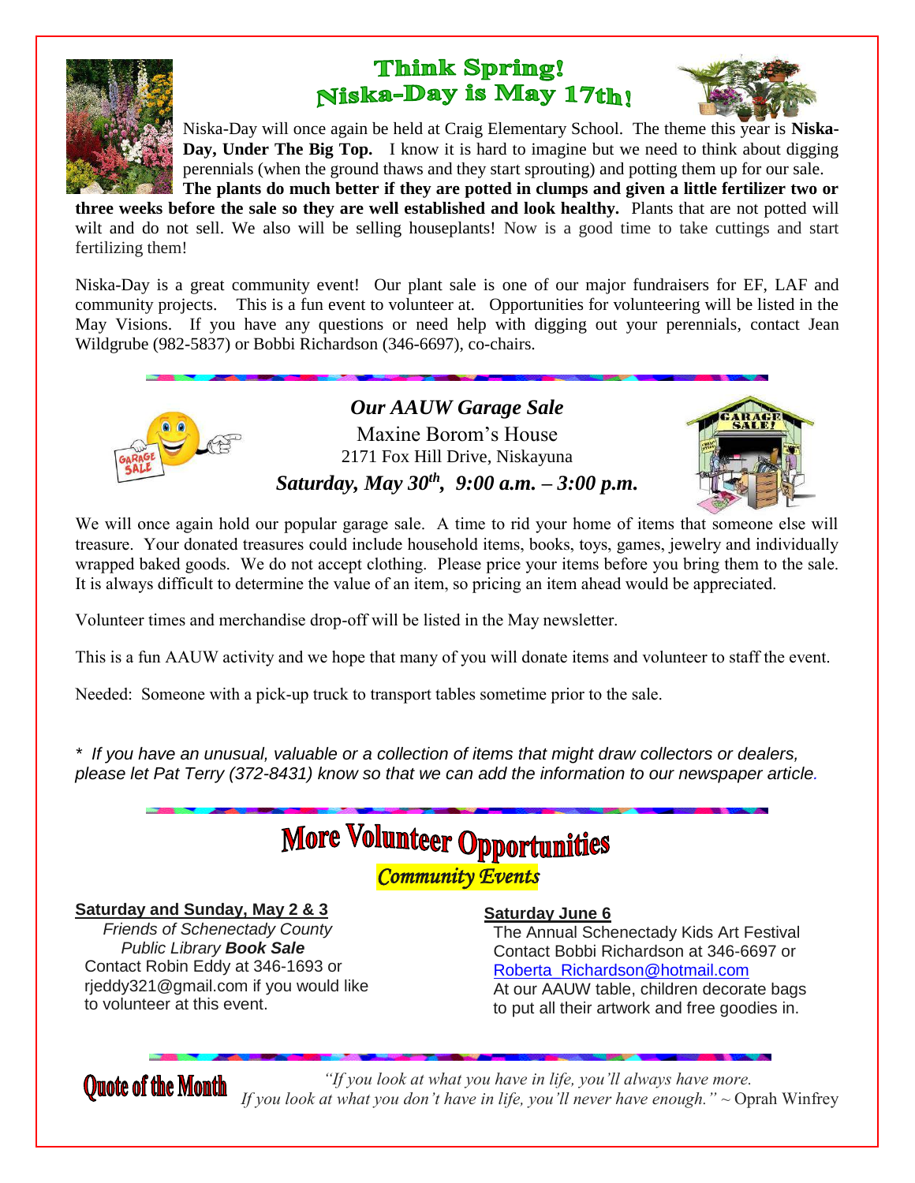# Think Spring! Niska-Day is May 17th!

Niska-Day will once again be held at Craig Elementary School. The theme this year is **Niska-Day, Under The Big Top.** I know it is hard to imagine but we need to think about digging perennials (when the ground thaws and they start sprouting) and potting them up for our sale. **The plants do much better if they are potted in clumps and given a little fertilizer two or three weeks before the sale so they are well established and look healthy.** Plants that are not potted will wilt and do not sell. We also will be selling houseplants! Now is a good time to take cuttings and start fertilizing them!

Niska-Day is a great community event! Our plant sale is one of our major fundraisers for EF, LAF and community projects. This is a fun event to volunteer at. Opportunities for volunteering will be listed in the May Visions. If you have any questions or need help with digging out your perennials, contact Jean Wildgrube (982-5837) or Bobbi Richardson (346-6697), co-chairs.

## *Our AAUW Garage Sale*

Maxine Borom's House
2171 Fox Hill Drive, Niskayuna
***Saturday, May 30th, 9:00 a.m. – 3:00 p.m.***

We will once again hold our popular garage sale. A time to rid your home of items that someone else will treasure. Your donated treasures could include household items, books, toys, games, jewelry and individually wrapped baked goods. We do not accept clothing. Please price your items before you bring them to the sale. It is always difficult to determine the value of an item, so pricing an item ahead would be appreciated.

Volunteer times and merchandise drop-off will be listed in the May newsletter.

This is a fun AAUW activity and we hope that many of you will donate items and volunteer to staff the event.

Needed: Someone with a pick-up truck to transport tables sometime prior to the sale.

*\* If you have an unusual, valuable or a collection of items that might draw collectors or dealers, please let Pat Terry (372-8431) know so that we can add the information to our newspaper article.*

# More Volunteer Opportunities

## *Community Events*

**Saturday and Sunday, May 2 & 3**

*Friends of Schenectady County Public Library **Book Sale***
Contact Robin Eddy at 346-1693 or rjeddy321@gmail.com if you would like to volunteer at this event.

**Saturday June 6**

The Annual Schenectady Kids Art Festival
Contact Bobbi Richardson at 346-6697 or Roberta_Richardson@hotmail.com
At our AAUW table, children decorate bags to put all their artwork and free goodies in.

**Quote of the Month**

*"If you look at what you have in life, you'll always have more. If you look at what you don't have in life, you'll never have enough."* ~ Oprah Winfrey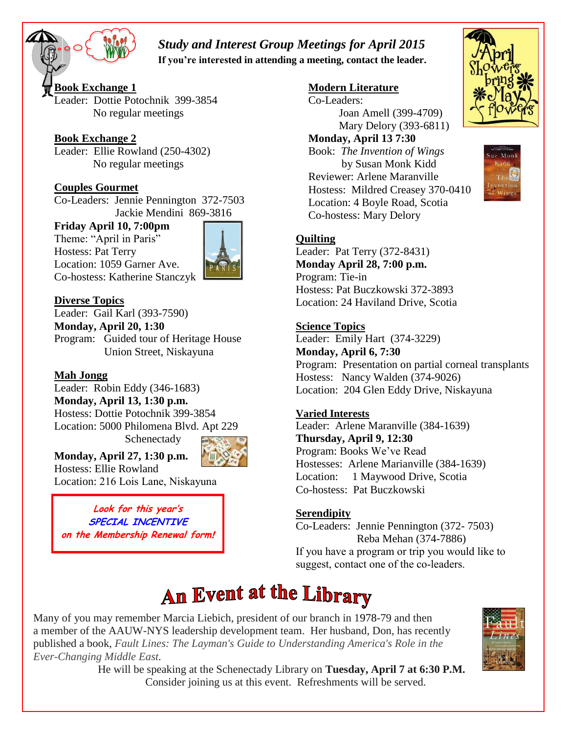# *Study and Interest Group Meetings for April 2015*

**If you're interested in attending a meeting, contact the leader.**

### Book Exchange 1

Leader: Dottie Potochnik 399-3854
No regular meetings

### Book Exchange 2

Leader: Ellie Rowland (250-4302)
No regular meetings

### Couples Gourmet

Co-Leaders: Jennie Pennington 372-7503
Jackie Mendini 869-3816

**Friday April 10, 7:00pm**
Theme: "April in Paris"
Hostess: Pat Terry
Location: 1059 Garner Ave.
Co-hostess: Katherine Stanczyk

### Diverse Topics

Leader: Gail Karl (393-7590)
**Monday, April 20, 1:30**
Program: Guided tour of Heritage House
Union Street, Niskayuna

### Mah Jongg

Leader: Robin Eddy (346-1683)
**Monday, April 13, 1:30 p.m.**
Hostess: Dottie Potochnik 399-3854
Location: 5000 Philomena Blvd. Apt 229
Schenectady

**Monday, April 27, 1:30 p.m.**
Hostess: Ellie Rowland
Location: 216 Lois Lane, Niskayuna

*Look for this year's*
***SPECIAL INCENTIVE***
*on the Membership Renewal form!*

### Modern Literature

Co-Leaders:
Joan Amell (399-4709)
Mary Delory (393-6811)

**Monday, April 13 7:30**
Book: *The Invention of Wings*
by Susan Monk Kidd
Reviewer: Arlene Maranville
Hostess: Mildred Creasey 370-0410
Location: 4 Boyle Road, Scotia
Co-hostess: Mary Delory

### Quilting

Leader: Pat Terry (372-8431)
**Monday April 28, 7:00 p.m.**
Program: Tie-in
Hostess: Pat Buczkowski 372-3893
Location: 24 Haviland Drive, Scotia

### Science Topics

Leader: Emily Hart (374-3229)
**Monday, April 6, 7:30**
Program: Presentation on partial corneal transplants
Hostess: Nancy Walden (374-9026)
Location: 204 Glen Eddy Drive, Niskayuna

### Varied Interests

Leader: Arlene Maranville (384-1639)
**Thursday, April 9, 12:30**
Program: Books We've Read
Hostesses: Arlene Marianville (384-1639)
Location: 1 Maywood Drive, Scotia
Co-hostess: Pat Buczkowski

### Serendipity

Co-Leaders: Jennie Pennington (372- 7503)
Reba Mehan (374-7886)
If you have a program or trip you would like to suggest, contact one of the co-leaders.

# An Event at the Library

Many of you may remember Marcia Liebich, president of our branch in 1978-79 and then a member of the AAUW-NYS leadership development team. Her husband, Don, has recently published a book, *Fault Lines: The Layman's Guide to Understanding America's Role in the Ever-Changing Middle East.*

He will be speaking at the Schenectady Library on **Tuesday, April 7 at 6:30 P.M.** Consider joining us at this event. Refreshments will be served.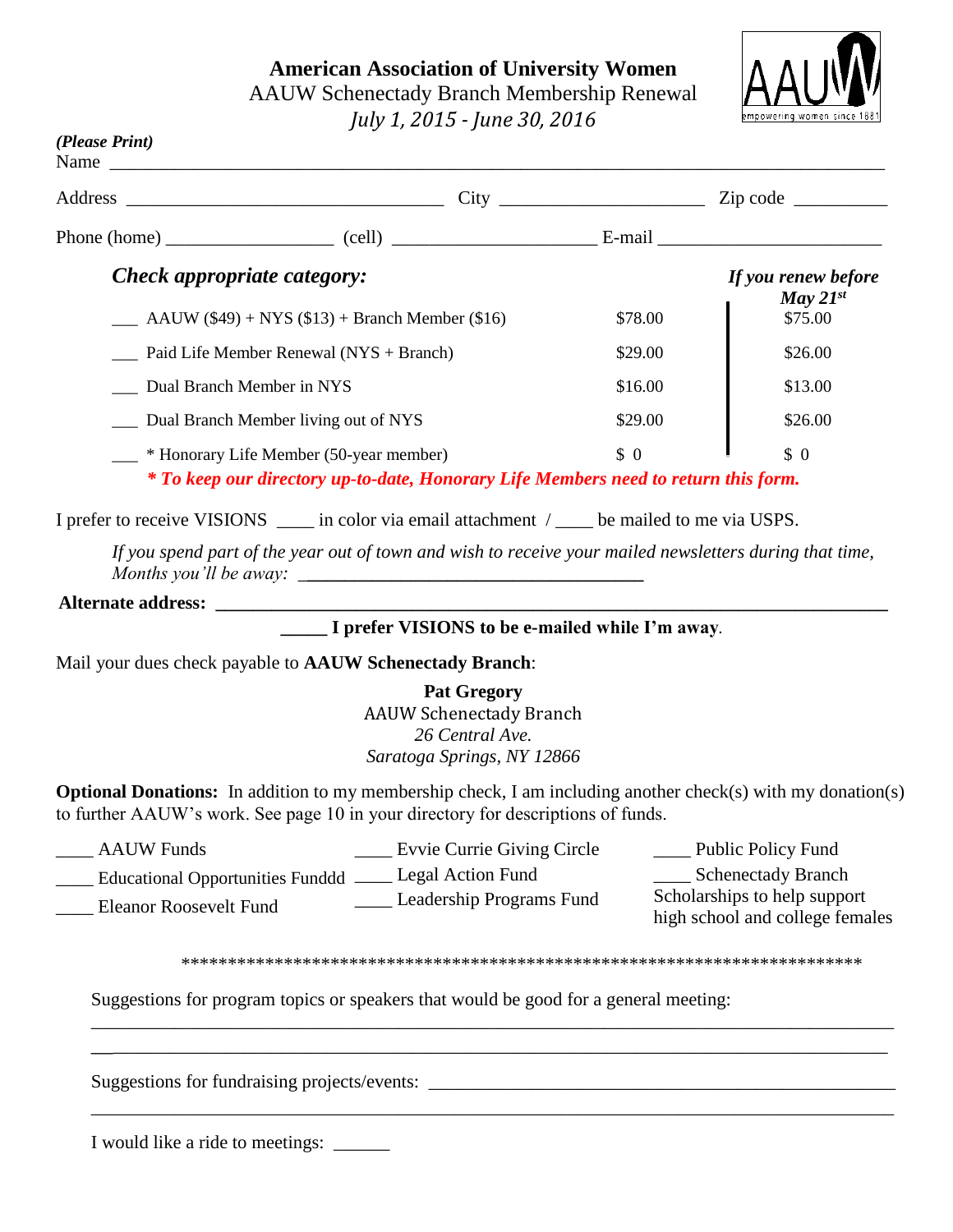# American Association of University Women

AAUW Schenectady Branch Membership Renewal

*July 1, 2015 - June 30, 2016*

***(Please Print)***

Name ________________________________________________________________________________

Address _________________________________ City _____________________ Zip code __________

Phone (home) _________________ (cell) _____________________ E-mail _______________________

| ***Check appropriate category:*** | | ***If you renew before May 21st*** |
|---|---|---|
| ___ AAUW ($49) + NYS ($13) + Branch Member ($16) | $78.00 | $75.00 |
| ___ Paid Life Member Renewal (NYS + Branch) | $29.00 | $26.00 |
| ___ Dual Branch Member in NYS | $16.00 | $13.00 |
| ___ Dual Branch Member living out of NYS | $29.00 | $26.00 |
| ___ * Honorary Life Member (50-year member) | $ 0 | $ 0 |

***\* To keep our directory up-to-date, Honorary Life Members need to return this form.***

I prefer to receive VISIONS ____ in color via email attachment / ____ be mailed to me via USPS.

*If you spend part of the year out of town and wish to receive your mailed newsletters during that time, Months you'll be away:* ____________________________________

**Alternate address: ____________________________________________________________________**

**_____ I prefer VISIONS to be e-mailed while I'm away**.

Mail your dues check payable to **AAUW Schenectady Branch**:

**Pat Gregory**
AAUW Schenectady Branch
*26 Central Ave.*
*Saratoga Springs, NY 12866*

**Optional Donations:** In addition to my membership check, I am including another check(s) with my donation(s) to further AAUW's work. See page 10 in your directory for descriptions of funds.

____ AAUW Funds

____ Educational Opportunities Funddd

____ Eleanor Roosevelt Fund

____ Evvie Currie Giving Circle

____ Legal Action Fund

____ Leadership Programs Fund

____ Public Policy Fund

____ Schenectady Branch Scholarships to help support high school and college females

\*\*\*\*\*\*\*\*\*\*\*\*\*\*\*\*\*\*\*\*\*\*\*\*\*\*\*\*\*\*\*\*\*\*\*\*\*\*\*\*\*\*\*\*\*\*\*\*\*\*\*\*\*\*\*\*\*\*\*\*\*\*\*\*\*\*\*\*\*\*\*\*\*\*\*\*\*\*

Suggestions for program topics or speakers that would be good for a general meeting:

________________________________________________________________________________

________________________________________________________________________________

Suggestions for fundraising projects/events: ____________________________________________

________________________________________________________________________________

I would like a ride to meetings: ______